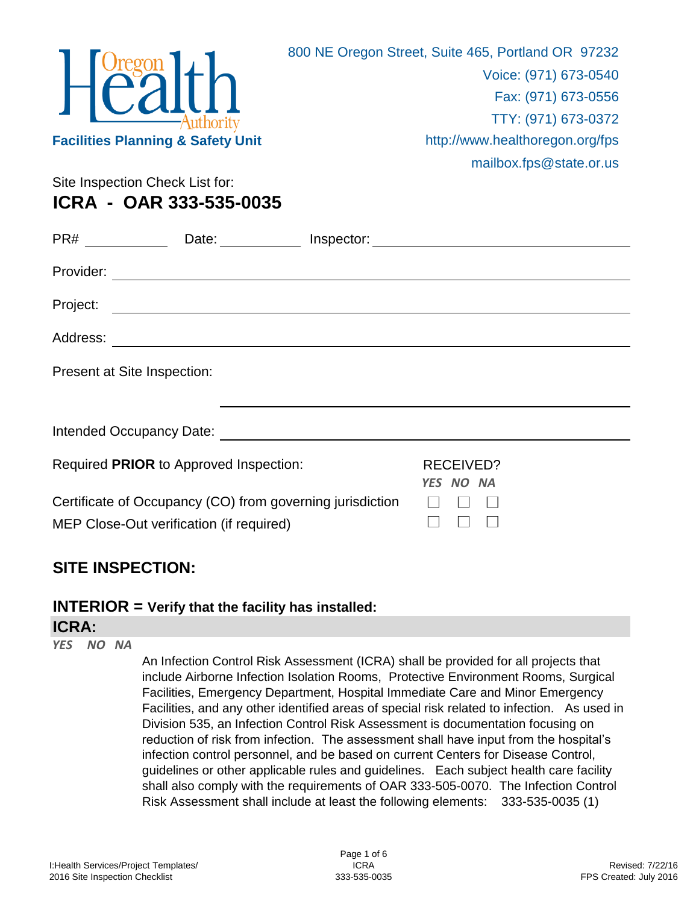Oregon Health Authority

**Facilities Planning & Safety Unit**

800 NE Oregon Street, Suite 465, Portland OR 97232
Voice: (971) 673-0540
Fax: (971) 673-0556
TTY: (971) 673-0372
http://www.healthoregon.org/fps
mailbox.fps@state.or.us

Site Inspection Check List for:

# ICRA - OAR 333-535-0035

PR# ____________ Date: ____________ Inspector: ______________________________

Provider: ______________________________________________________________

Project: _______________________________________________________________

Address: _______________________________________________________________

Present at Site Inspection: _______________________________________________

Intended Occupancy Date: ________________________________________________

| Required **PRIOR** to Approved Inspection: | RECEIVED? *YES* | *NO* | *NA* |
|---|---|---|---|
| Certificate of Occupancy (CO) from governing jurisdiction | ☐ | ☐ | ☐ |
| MEP Close-Out verification (if required) | ☐ | ☐ | ☐ |

## SITE INSPECTION:

### INTERIOR = Verify that the facility has installed:

### ICRA:

*YES NO NA*

An Infection Control Risk Assessment (ICRA) shall be provided for all projects that include Airborne Infection Isolation Rooms, Protective Environment Rooms, Surgical Facilities, Emergency Department, Hospital Immediate Care and Minor Emergency Facilities, and any other identified areas of special risk related to infection. As used in Division 535, an Infection Control Risk Assessment is documentation focusing on reduction of risk from infection. The assessment shall have input from the hospital's infection control personnel, and be based on current Centers for Disease Control, guidelines or other applicable rules and guidelines. Each subject health care facility shall also comply with the requirements of OAR 333-505-0070. The Infection Control Risk Assessment shall include at least the following elements: 333-535-0035 (1)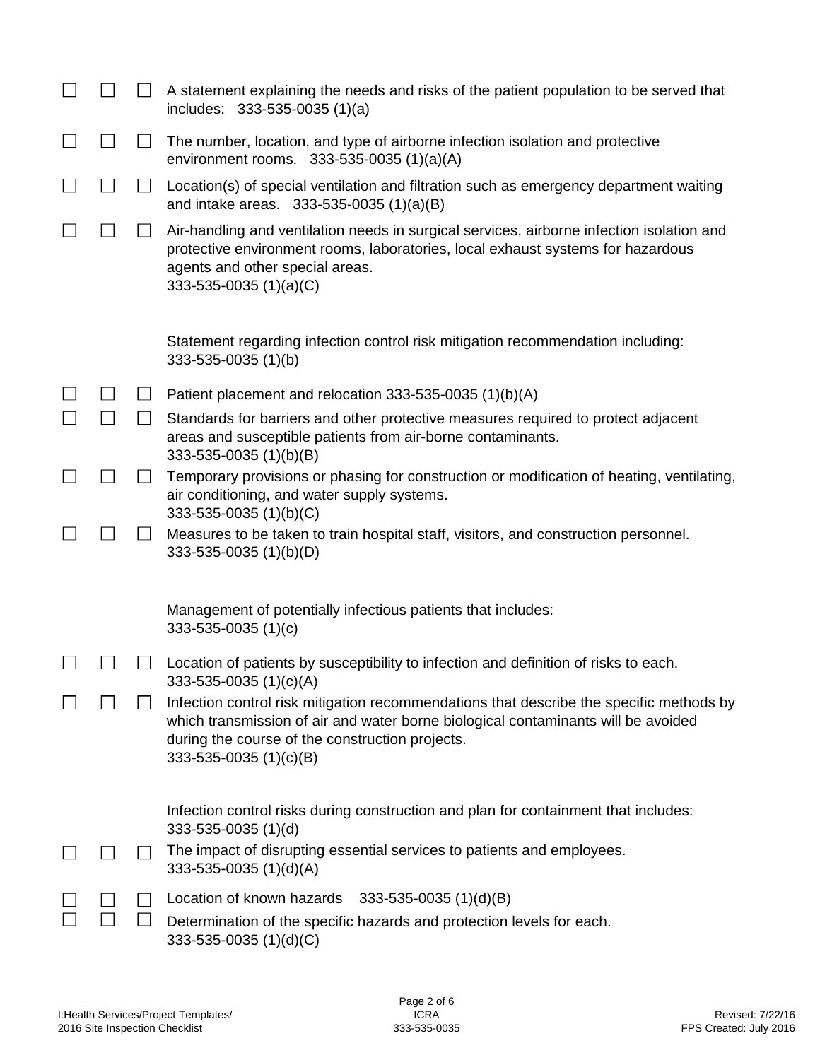☐ ☐ ☐ A statement explaining the needs and risks of the patient population to be served that includes: 333-535-0035 (1)(a)

☐ ☐ ☐ The number, location, and type of airborne infection isolation and protective environment rooms. 333-535-0035 (1)(a)(A)

☐ ☐ ☐ Location(s) of special ventilation and filtration such as emergency department waiting and intake areas. 333-535-0035 (1)(a)(B)

☐ ☐ ☐ Air-handling and ventilation needs in surgical services, airborne infection isolation and protective environment rooms, laboratories, local exhaust systems for hazardous agents and other special areas.
333-535-0035 (1)(a)(C)

Statement regarding infection control risk mitigation recommendation including:
333-535-0035 (1)(b)

☐ ☐ ☐ Patient placement and relocation 333-535-0035 (1)(b)(A)

☐ ☐ ☐ Standards for barriers and other protective measures required to protect adjacent areas and susceptible patients from air-borne contaminants.
333-535-0035 (1)(b)(B)

☐ ☐ ☐ Temporary provisions or phasing for construction or modification of heating, ventilating, air conditioning, and water supply systems.
333-535-0035 (1)(b)(C)

☐ ☐ ☐ Measures to be taken to train hospital staff, visitors, and construction personnel.
333-535-0035 (1)(b)(D)

Management of potentially infectious patients that includes:
333-535-0035 (1)(c)

☐ ☐ ☐ Location of patients by susceptibility to infection and definition of risks to each.
333-535-0035 (1)(c)(A)

☐ ☐ ☐ Infection control risk mitigation recommendations that describe the specific methods by which transmission of air and water borne biological contaminants will be avoided during the course of the construction projects.
333-535-0035 (1)(c)(B)

Infection control risks during construction and plan for containment that includes:
333-535-0035 (1)(d)

☐ ☐ ☐ The impact of disrupting essential services to patients and employees.
333-535-0035 (1)(d)(A)

☐ ☐ ☐ Location of known hazards 333-535-0035 (1)(d)(B)

☐ ☐ ☐ Determination of the specific hazards and protection levels for each.
333-535-0035 (1)(d)(C)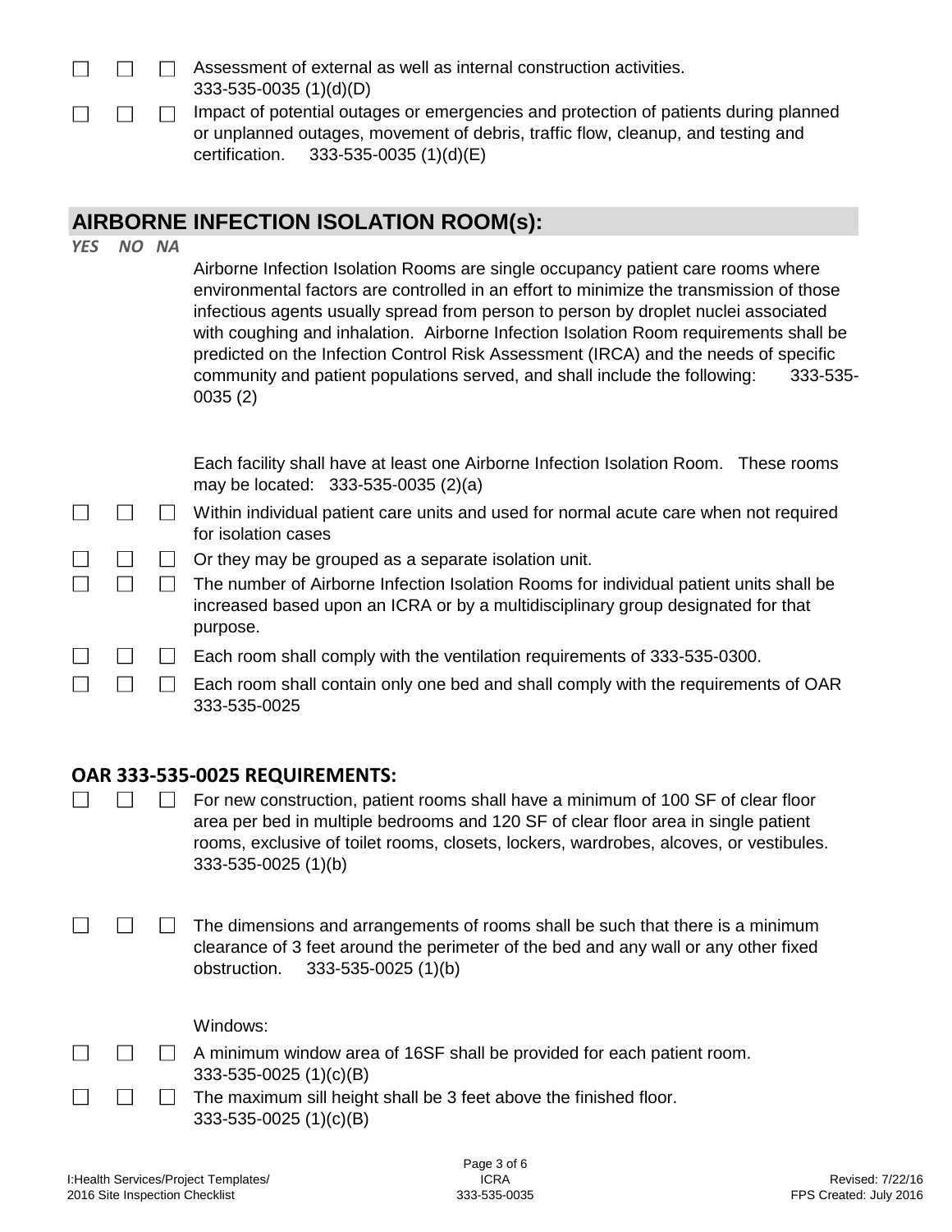☐ ☐ ☐ Assessment of external as well as internal construction activities. 333-535-0035 (1)(d)(D)

☐ ☐ ☐ Impact of potential outages or emergencies and protection of patients during planned or unplanned outages, movement of debris, traffic flow, cleanup, and testing and certification. 333-535-0035 (1)(d)(E)

## AIRBORNE INFECTION ISOLATION ROOM(s):

*YES NO NA*

Airborne Infection Isolation Rooms are single occupancy patient care rooms where environmental factors are controlled in an effort to minimize the transmission of those infectious agents usually spread from person to person by droplet nuclei associated with coughing and inhalation. Airborne Infection Isolation Room requirements shall be predicted on the Infection Control Risk Assessment (IRCA) and the needs of specific community and patient populations served, and shall include the following: 333-535-0035 (2)

Each facility shall have at least one Airborne Infection Isolation Room. These rooms may be located: 333-535-0035 (2)(a)

☐ ☐ ☐ Within individual patient care units and used for normal acute care when not required for isolation cases

☐ ☐ ☐ Or they may be grouped as a separate isolation unit.

☐ ☐ ☐ The number of Airborne Infection Isolation Rooms for individual patient units shall be increased based upon an ICRA or by a multidisciplinary group designated for that purpose.

☐ ☐ ☐ Each room shall comply with the ventilation requirements of 333-535-0300.

☐ ☐ ☐ Each room shall contain only one bed and shall comply with the requirements of OAR 333-535-0025

### OAR 333-535-0025 REQUIREMENTS:

☐ ☐ ☐ For new construction, patient rooms shall have a minimum of 100 SF of clear floor area per bed in multiple bedrooms and 120 SF of clear floor area in single patient rooms, exclusive of toilet rooms, closets, lockers, wardrobes, alcoves, or vestibules. 333-535-0025 (1)(b)

☐ ☐ ☐ The dimensions and arrangements of rooms shall be such that there is a minimum clearance of 3 feet around the perimeter of the bed and any wall or any other fixed obstruction. 333-535-0025 (1)(b)

Windows:

☐ ☐ ☐ A minimum window area of 16SF shall be provided for each patient room. 333-535-0025 (1)(c)(B)

☐ ☐ ☐ The maximum sill height shall be 3 feet above the finished floor. 333-535-0025 (1)(c)(B)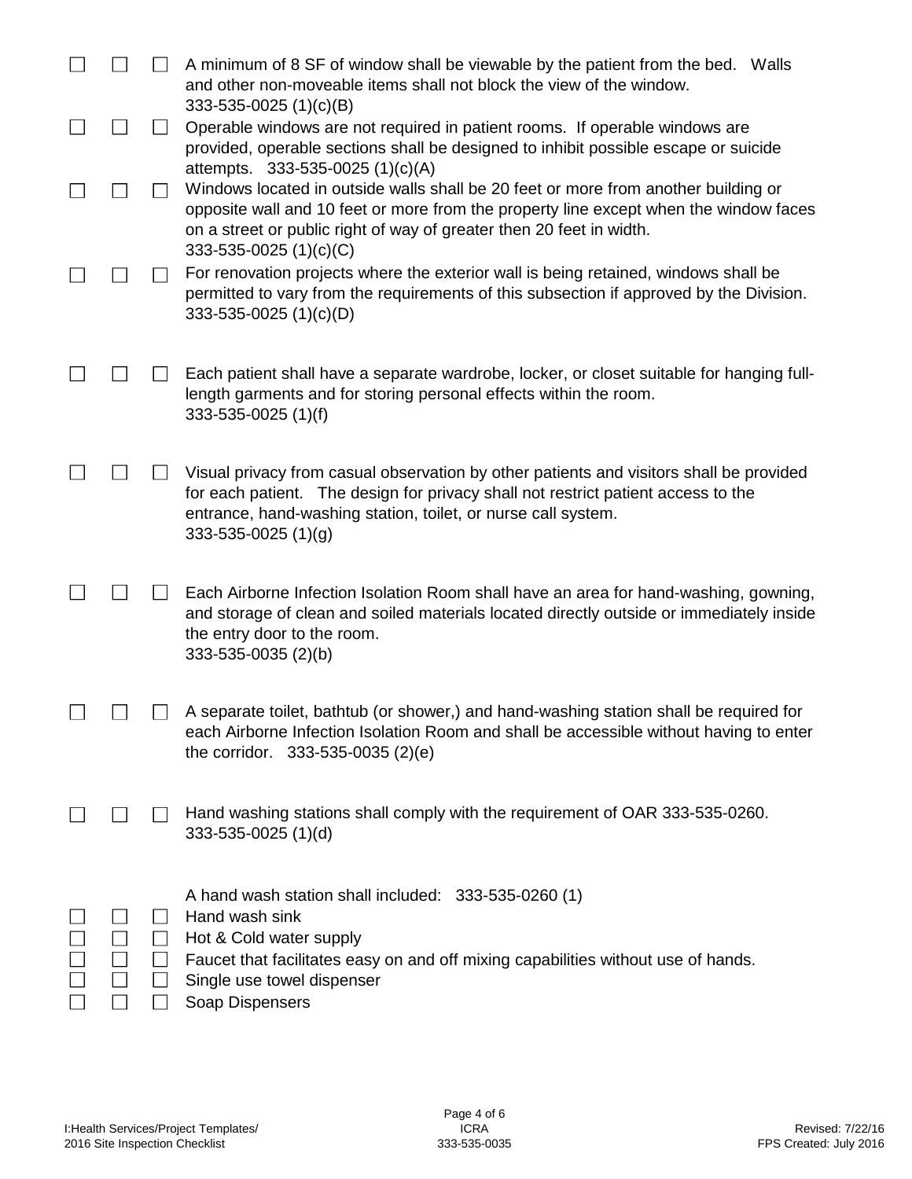| | | | |
|---|---|---|---|
| ☐ | ☐ | ☐ | A minimum of 8 SF of window shall be viewable by the patient from the bed. Walls and other non-moveable items shall not block the view of the window. 333-535-0025 (1)(c)(B) |
| ☐ | ☐ | ☐ | Operable windows are not required in patient rooms. If operable windows are provided, operable sections shall be designed to inhibit possible escape or suicide attempts. 333-535-0025 (1)(c)(A) |
| ☐ | ☐ | ☐ | Windows located in outside walls shall be 20 feet or more from another building or opposite wall and 10 feet or more from the property line except when the window faces on a street or public right of way of greater then 20 feet in width. 333-535-0025 (1)(c)(C) |
| ☐ | ☐ | ☐ | For renovation projects where the exterior wall is being retained, windows shall be permitted to vary from the requirements of this subsection if approved by the Division. 333-535-0025 (1)(c)(D) |
| ☐ | ☐ | ☐ | Each patient shall have a separate wardrobe, locker, or closet suitable for hanging full-length garments and for storing personal effects within the room. 333-535-0025 (1)(f) |
| ☐ | ☐ | ☐ | Visual privacy from casual observation by other patients and visitors shall be provided for each patient. The design for privacy shall not restrict patient access to the entrance, hand-washing station, toilet, or nurse call system. 333-535-0025 (1)(g) |
| ☐ | ☐ | ☐ | Each Airborne Infection Isolation Room shall have an area for hand-washing, gowning, and storage of clean and soiled materials located directly outside or immediately inside the entry door to the room. 333-535-0035 (2)(b) |
| ☐ | ☐ | ☐ | A separate toilet, bathtub (or shower,) and hand-washing station shall be required for each Airborne Infection Isolation Room and shall be accessible without having to enter the corridor. 333-535-0035 (2)(e) |
| ☐ | ☐ | ☐ | Hand washing stations shall comply with the requirement of OAR 333-535-0260. 333-535-0025 (1)(d) |
| | | | A hand wash station shall included: 333-535-0260 (1) |
| ☐ | ☐ | ☐ | Hand wash sink |
| ☐ | ☐ | ☐ | Hot & Cold water supply |
| ☐ | ☐ | ☐ | Faucet that facilitates easy on and off mixing capabilities without use of hands. |
| ☐ | ☐ | ☐ | Single use towel dispenser |
| ☐ | ☐ | ☐ | Soap Dispensers |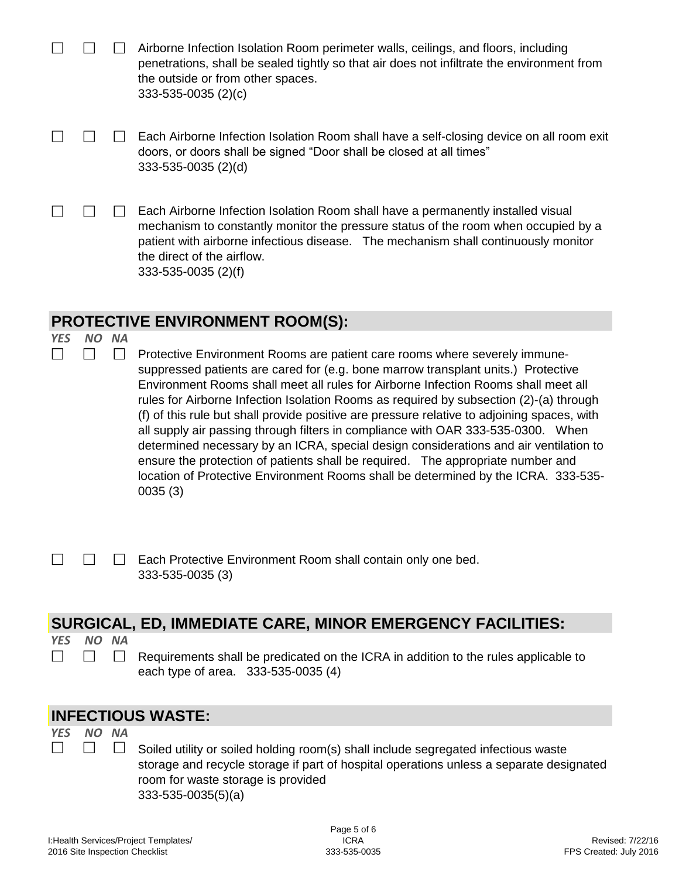☐ ☐ ☐ Airborne Infection Isolation Room perimeter walls, ceilings, and floors, including penetrations, shall be sealed tightly so that air does not infiltrate the environment from the outside or from other spaces.
333-535-0035 (2)(c)

☐ ☐ ☐ Each Airborne Infection Isolation Room shall have a self-closing device on all room exit doors, or doors shall be signed “Door shall be closed at all times”
333-535-0035 (2)(d)

☐ ☐ ☐ Each Airborne Infection Isolation Room shall have a permanently installed visual mechanism to constantly monitor the pressure status of the room when occupied by a patient with airborne infectious disease. The mechanism shall continuously monitor the direct of the airflow.
333-535-0035 (2)(f)

## PROTECTIVE ENVIRONMENT ROOM(S):

*YES NO NA*

☐ ☐ ☐ Protective Environment Rooms are patient care rooms where severely immune-suppressed patients are cared for (e.g. bone marrow transplant units.) Protective Environment Rooms shall meet all rules for Airborne Infection Rooms shall meet all rules for Airborne Infection Isolation Rooms as required by subsection (2)-(a) through (f) of this rule but shall provide positive are pressure relative to adjoining spaces, with all supply air passing through filters in compliance with OAR 333-535-0300. When determined necessary by an ICRA, special design considerations and air ventilation to ensure the protection of patients shall be required. The appropriate number and location of Protective Environment Rooms shall be determined by the ICRA. 333-535-0035 (3)

☐ ☐ ☐ Each Protective Environment Room shall contain only one bed.
333-535-0035 (3)

## SURGICAL, ED, IMMEDIATE CARE, MINOR EMERGENCY FACILITIES:

*YES NO NA*

☐ ☐ ☐ Requirements shall be predicated on the ICRA in addition to the rules applicable to each type of area. 333-535-0035 (4)

## INFECTIOUS WASTE:

*YES NO NA*

☐ ☐ ☐ Soiled utility or soiled holding room(s) shall include segregated infectious waste storage and recycle storage if part of hospital operations unless a separate designated room for waste storage is provided
333-535-0035(5)(a)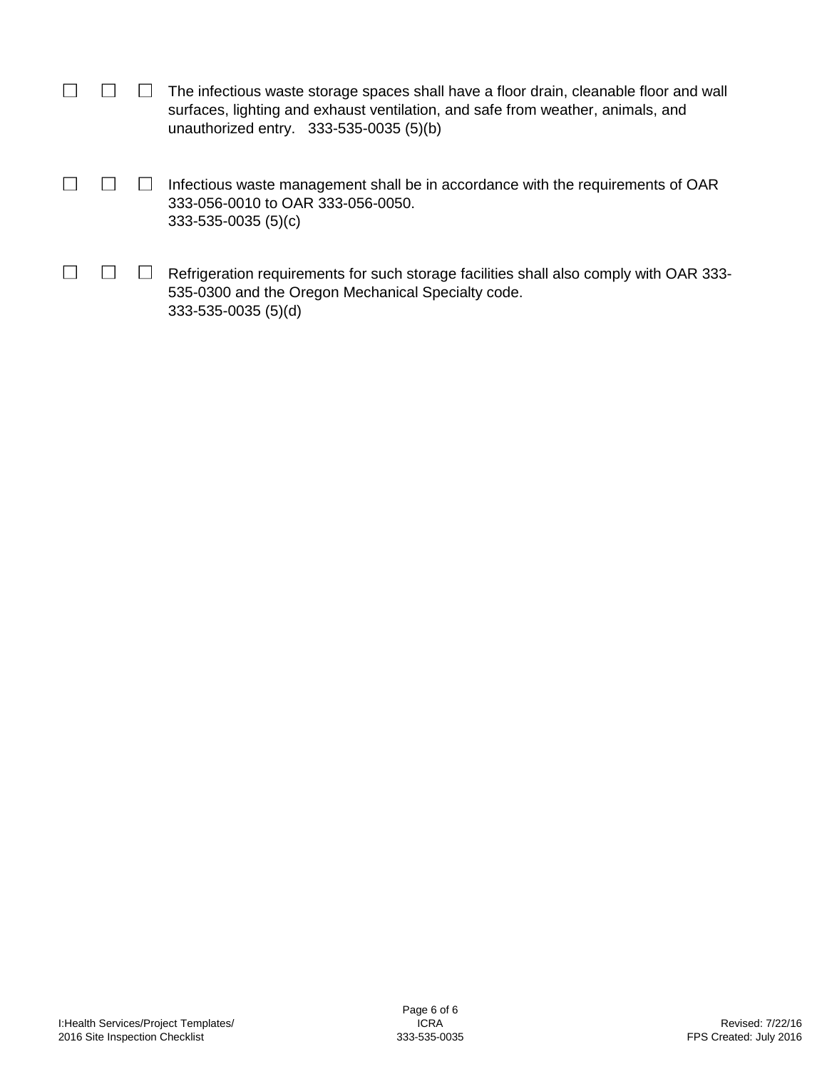| | | | |
|---|---|---|---|
| ☐ | ☐ | ☐ | The infectious waste storage spaces shall have a floor drain, cleanable floor and wall surfaces, lighting and exhaust ventilation, and safe from weather, animals, and unauthorized entry. 333-535-0035 (5)(b) |
| ☐ | ☐ | ☐ | Infectious waste management shall be in accordance with the requirements of OAR 333-056-0010 to OAR 333-056-0050. 333-535-0035 (5)(c) |
| ☐ | ☐ | ☐ | Refrigeration requirements for such storage facilities shall also comply with OAR 333-535-0300 and the Oregon Mechanical Specialty code. 333-535-0035 (5)(d) |